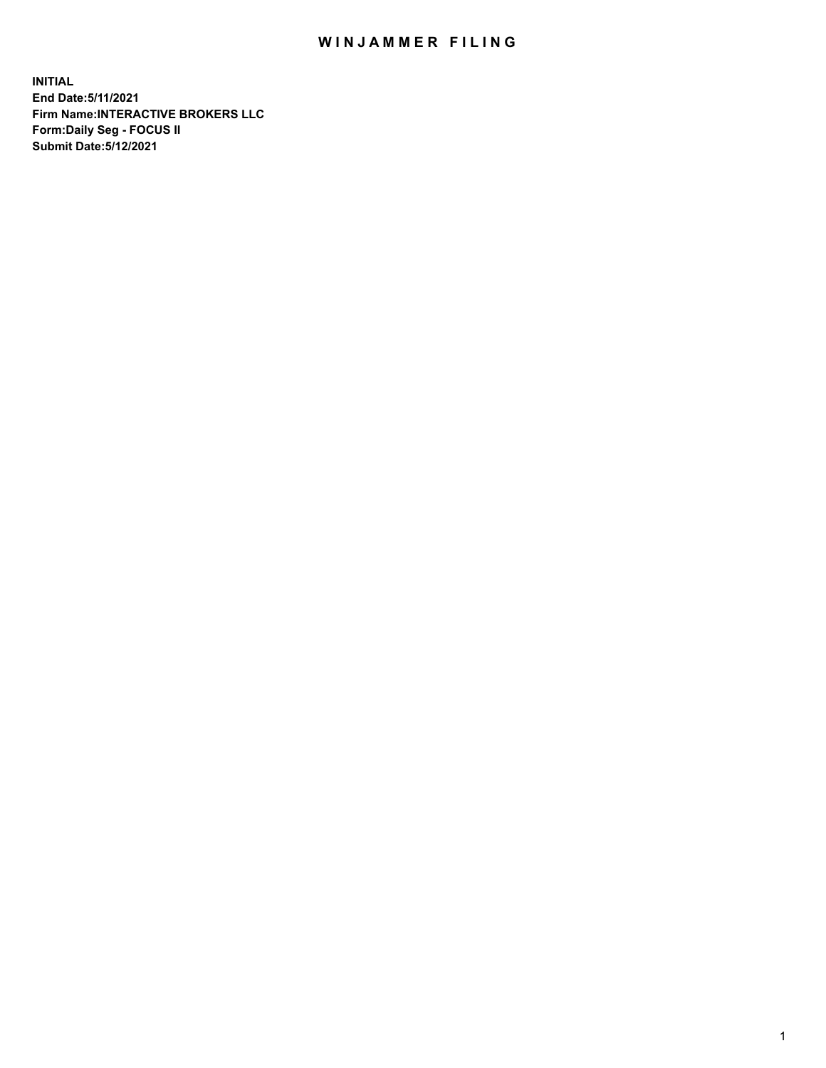# WINJAMMER FILING

**INITIAL**
**End Date:5/11/2021**
**Firm Name:INTERACTIVE BROKERS LLC**
**Form:Daily Seg - FOCUS II**
**Submit Date:5/12/2021**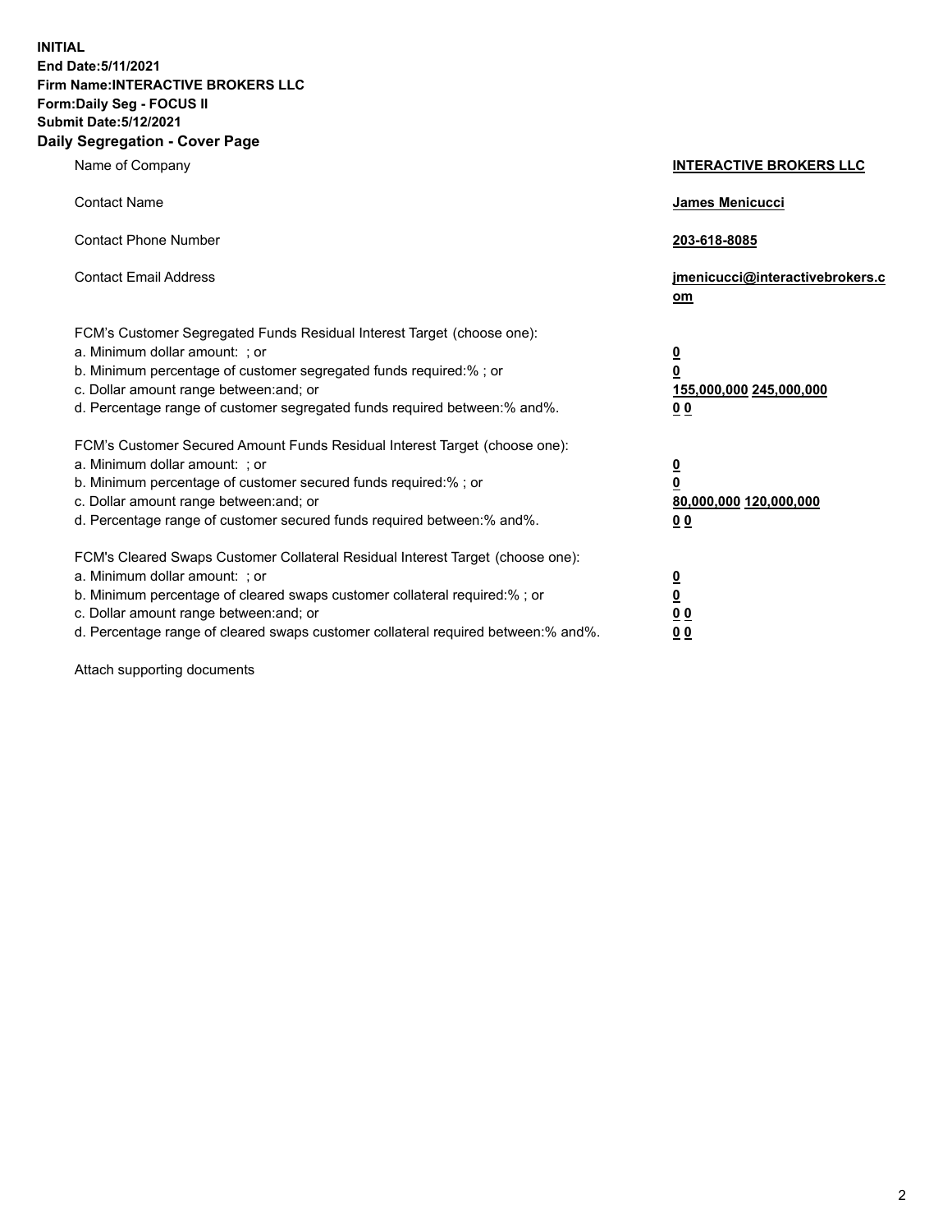**INITIAL**
**End Date:5/11/2021**
**Firm Name:INTERACTIVE BROKERS LLC**
**Form:Daily Seg - FOCUS II**
**Submit Date:5/12/2021**

## Daily Segregation - Cover Page

| | |
|---|---|
| Name of Company | **INTERACTIVE BROKERS LLC** |
| Contact Name | **James Menicucci** |
| Contact Phone Number | **203-618-8085** |
| Contact Email Address | **jmenicucci@interactivebrokers.com** |

FCM's Customer Segregated Funds Residual Interest Target (choose one):

| | |
|---|---|
| a. Minimum dollar amount: ; or | **0** |
| b. Minimum percentage of customer segregated funds required:% ; or | **0** |
| c. Dollar amount range between:and; or | **155,000,000 245,000,000** |
| d. Percentage range of customer segregated funds required between:% and%. | **0 0** |

FCM's Customer Secured Amount Funds Residual Interest Target (choose one):

| | |
|---|---|
| a. Minimum dollar amount: ; or | **0** |
| b. Minimum percentage of customer secured funds required:% ; or | **0** |
| c. Dollar amount range between:and; or | **80,000,000 120,000,000** |
| d. Percentage range of customer secured funds required between:% and%. | **0 0** |

FCM's Cleared Swaps Customer Collateral Residual Interest Target (choose one):

| | |
|---|---|
| a. Minimum dollar amount: ; or | **0** |
| b. Minimum percentage of cleared swaps customer collateral required:% ; or | **0** |
| c. Dollar amount range between:and; or | **0 0** |
| d. Percentage range of cleared swaps customer collateral required between:% and%. | **0 0** |

Attach supporting documents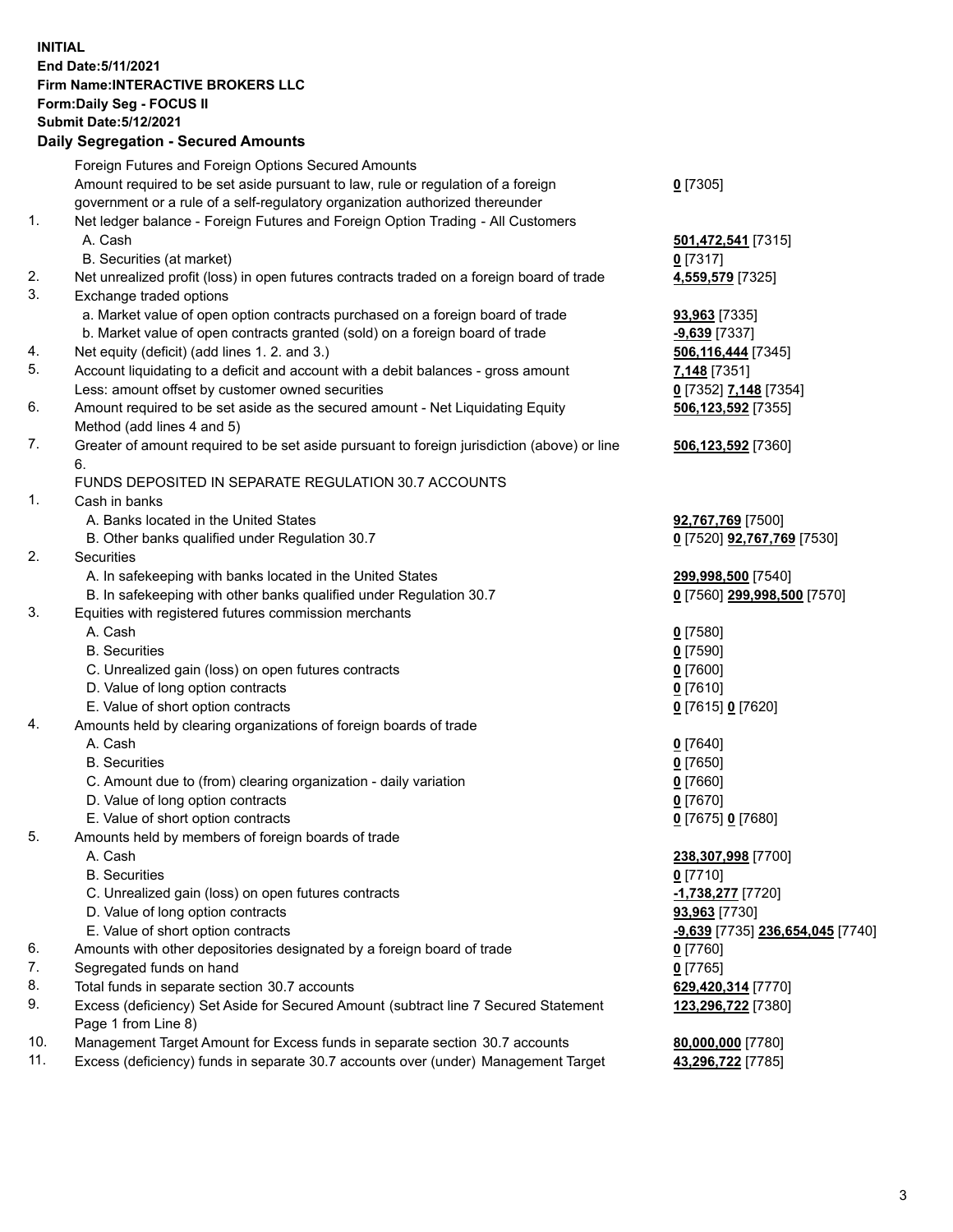**INITIAL**
**End Date:5/11/2021**
**Firm Name:INTERACTIVE BROKERS LLC**
**Form:Daily Seg - FOCUS II**
**Submit Date:5/12/2021**
**Daily Segregation - Secured Amounts**

| | | |
|---|---|---|
| | Foreign Futures and Foreign Options Secured Amounts | |
| | Amount required to be set aside pursuant to law, rule or regulation of a foreign government or a rule of a self-regulatory organization authorized thereunder | **0** [7305] |
| 1. | Net ledger balance - Foreign Futures and Foreign Option Trading - All Customers | |
| | A. Cash | **501,472,541** [7315] |
| | B. Securities (at market) | **0** [7317] |
| 2. | Net unrealized profit (loss) in open futures contracts traded on a foreign board of trade | **4,559,579** [7325] |
| 3. | Exchange traded options | |
| | a. Market value of open option contracts purchased on a foreign board of trade | **93,963** [7335] |
| | b. Market value of open contracts granted (sold) on a foreign board of trade | **-9,639** [7337] |
| 4. | Net equity (deficit) (add lines 1. 2. and 3.) | **506,116,444** [7345] |
| 5. | Account liquidating to a deficit and account with a debit balances - gross amount | **7,148** [7351] |
| | Less: amount offset by customer owned securities | **0** [7352] **7,148** [7354] |
| 6. | Amount required to be set aside as the secured amount - Net Liquidating Equity Method (add lines 4 and 5) | **506,123,592** [7355] |
| 7. | Greater of amount required to be set aside pursuant to foreign jurisdiction (above) or line 6. | **506,123,592** [7360] |
| | FUNDS DEPOSITED IN SEPARATE REGULATION 30.7 ACCOUNTS | |
| 1. | Cash in banks | |
| | A. Banks located in the United States | **92,767,769** [7500] |
| | B. Other banks qualified under Regulation 30.7 | **0** [7520] **92,767,769** [7530] |
| 2. | Securities | |
| | A. In safekeeping with banks located in the United States | **299,998,500** [7540] |
| | B. In safekeeping with other banks qualified under Regulation 30.7 | **0** [7560] **299,998,500** [7570] |
| 3. | Equities with registered futures commission merchants | |
| | A. Cash | **0** [7580] |
| | B. Securities | **0** [7590] |
| | C. Unrealized gain (loss) on open futures contracts | **0** [7600] |
| | D. Value of long option contracts | **0** [7610] |
| | E. Value of short option contracts | **0** [7615] **0** [7620] |
| 4. | Amounts held by clearing organizations of foreign boards of trade | |
| | A. Cash | **0** [7640] |
| | B. Securities | **0** [7650] |
| | C. Amount due to (from) clearing organization - daily variation | **0** [7660] |
| | D. Value of long option contracts | **0** [7670] |
| | E. Value of short option contracts | **0** [7675] **0** [7680] |
| 5. | Amounts held by members of foreign boards of trade | |
| | A. Cash | **238,307,998** [7700] |
| | B. Securities | **0** [7710] |
| | C. Unrealized gain (loss) on open futures contracts | **-1,738,277** [7720] |
| | D. Value of long option contracts | **93,963** [7730] |
| | E. Value of short option contracts | **-9,639** [7735] **236,654,045** [7740] |
| 6. | Amounts with other depositories designated by a foreign board of trade | **0** [7760] |
| 7. | Segregated funds on hand | **0** [7765] |
| 8. | Total funds in separate section 30.7 accounts | **629,420,314** [7770] |
| 9. | Excess (deficiency) Set Aside for Secured Amount (subtract line 7 Secured Statement Page 1 from Line 8) | **123,296,722** [7380] |
| 10. | Management Target Amount for Excess funds in separate section 30.7 accounts | **80,000,000** [7780] |
| 11. | Excess (deficiency) funds in separate 30.7 accounts over (under) Management Target | **43,296,722** [7785] |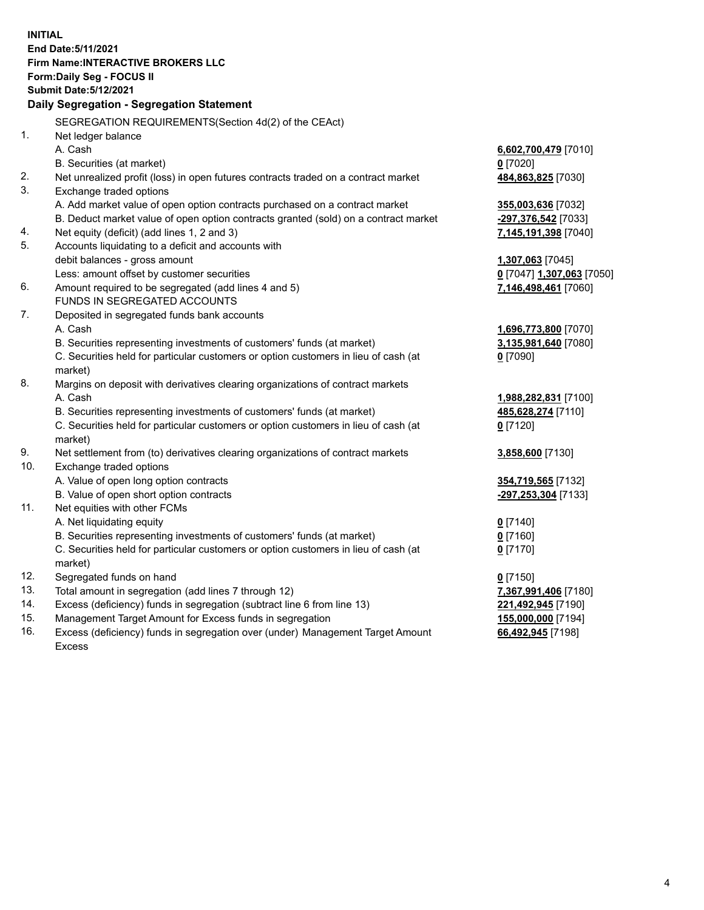**INITIAL**
**End Date:5/11/2021**
**Firm Name:INTERACTIVE BROKERS LLC**
**Form:Daily Seg - FOCUS II**
**Submit Date:5/12/2021**

**Daily Segregation - Segregation Statement**

SEGREGATION REQUIREMENTS(Section 4d(2) of the CEAct)

| | | |
|---|---|---|
| 1. | Net ledger balance | |
| | A. Cash | **6,602,700,479** [7010] |
| | B. Securities (at market) | **0** [7020] |
| 2. | Net unrealized profit (loss) in open futures contracts traded on a contract market | **484,863,825** [7030] |
| 3. | Exchange traded options | |
| | A. Add market value of open option contracts purchased on a contract market | **355,003,636** [7032] |
| | B. Deduct market value of open option contracts granted (sold) on a contract market | **-297,376,542** [7033] |
| 4. | Net equity (deficit) (add lines 1, 2 and 3) | **7,145,191,398** [7040] |
| 5. | Accounts liquidating to a deficit and accounts with debit balances - gross amount | **1,307,063** [7045] |
| | Less: amount offset by customer securities | **0** [7047] **1,307,063** [7050] |
| 6. | Amount required to be segregated (add lines 4 and 5) | **7,146,498,461** [7060] |
| | FUNDS IN SEGREGATED ACCOUNTS | |
| 7. | Deposited in segregated funds bank accounts | |
| | A. Cash | **1,696,773,800** [7070] |
| | B. Securities representing investments of customers' funds (at market) | **3,135,981,640** [7080] |
| | C. Securities held for particular customers or option customers in lieu of cash (at market) | **0** [7090] |
| 8. | Margins on deposit with derivatives clearing organizations of contract markets | |
| | A. Cash | **1,988,282,831** [7100] |
| | B. Securities representing investments of customers' funds (at market) | **485,628,274** [7110] |
| | C. Securities held for particular customers or option customers in lieu of cash (at market) | **0** [7120] |
| 9. | Net settlement from (to) derivatives clearing organizations of contract markets | **3,858,600** [7130] |
| 10. | Exchange traded options | |
| | A. Value of open long option contracts | **354,719,565** [7132] |
| | B. Value of open short option contracts | **-297,253,304** [7133] |
| 11. | Net equities with other FCMs | |
| | A. Net liquidating equity | **0** [7140] |
| | B. Securities representing investments of customers' funds (at market) | **0** [7160] |
| | C. Securities held for particular customers or option customers in lieu of cash (at market) | **0** [7170] |
| 12. | Segregated funds on hand | **0** [7150] |
| 13. | Total amount in segregation (add lines 7 through 12) | **7,367,991,406** [7180] |
| 14. | Excess (deficiency) funds in segregation (subtract line 6 from line 13) | **221,492,945** [7190] |
| 15. | Management Target Amount for Excess funds in segregation | **155,000,000** [7194] |
| 16. | Excess (deficiency) funds in segregation over (under) Management Target Amount Excess | **66,492,945** [7198] |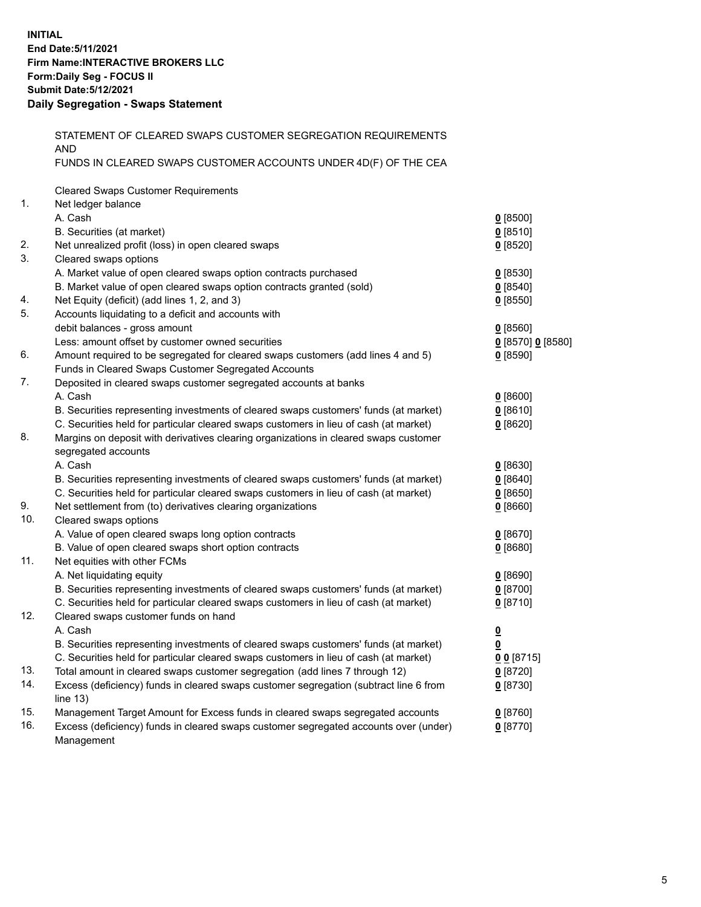**INITIAL**
**End Date:5/11/2021**
**Firm Name:INTERACTIVE BROKERS LLC**
**Form:Daily Seg - FOCUS II**
**Submit Date:5/12/2021**
**Daily Segregation - Swaps Statement**

STATEMENT OF CLEARED SWAPS CUSTOMER SEGREGATION REQUIREMENTS AND FUNDS IN CLEARED SWAPS CUSTOMER ACCOUNTS UNDER 4D(F) OF THE CEA

| | | |
|---|---|---|
| | Cleared Swaps Customer Requirements | |
| 1. | Net ledger balance | |
| | A. Cash | 0 [8500] |
| | B. Securities (at market) | 0 [8510] |
| 2. | Net unrealized profit (loss) in open cleared swaps | 0 [8520] |
| 3. | Cleared swaps options | |
| | A. Market value of open cleared swaps option contracts purchased | 0 [8530] |
| | B. Market value of open cleared swaps option contracts granted (sold) | 0 [8540] |
| 4. | Net Equity (deficit) (add lines 1, 2, and 3) | 0 [8550] |
| 5. | Accounts liquidating to a deficit and accounts with debit balances - gross amount | 0 [8560] |
| | Less: amount offset by customer owned securities | 0 [8570] 0 [8580] |
| 6. | Amount required to be segregated for cleared swaps customers (add lines 4 and 5) | 0 [8590] |
| | Funds in Cleared Swaps Customer Segregated Accounts | |
| 7. | Deposited in cleared swaps customer segregated accounts at banks | |
| | A. Cash | 0 [8600] |
| | B. Securities representing investments of cleared swaps customers' funds (at market) | 0 [8610] |
| | C. Securities held for particular cleared swaps customers in lieu of cash (at market) | 0 [8620] |
| 8. | Margins on deposit with derivatives clearing organizations in cleared swaps customer segregated accounts | |
| | A. Cash | 0 [8630] |
| | B. Securities representing investments of cleared swaps customers' funds (at market) | 0 [8640] |
| | C. Securities held for particular cleared swaps customers in lieu of cash (at market) | 0 [8650] |
| 9. | Net settlement from (to) derivatives clearing organizations | 0 [8660] |
| 10. | Cleared swaps options | |
| | A. Value of open cleared swaps long option contracts | 0 [8670] |
| | B. Value of open cleared swaps short option contracts | 0 [8680] |
| 11. | Net equities with other FCMs | |
| | A. Net liquidating equity | 0 [8690] |
| | B. Securities representing investments of cleared swaps customers' funds (at market) | 0 [8700] |
| | C. Securities held for particular cleared swaps customers in lieu of cash (at market) | 0 [8710] |
| 12. | Cleared swaps customer funds on hand | |
| | A. Cash | 0 |
| | B. Securities representing investments of cleared swaps customers' funds (at market) | 0 |
| | C. Securities held for particular cleared swaps customers in lieu of cash (at market) | 0 0 [8715] |
| 13. | Total amount in cleared swaps customer segregation (add lines 7 through 12) | 0 [8720] |
| 14. | Excess (deficiency) funds in cleared swaps customer segregation (subtract line 6 from line 13) | 0 [8730] |
| 15. | Management Target Amount for Excess funds in cleared swaps segregated accounts | 0 [8760] |
| 16. | Excess (deficiency) funds in cleared swaps customer segregated accounts over (under) Management | 0 [8770] |